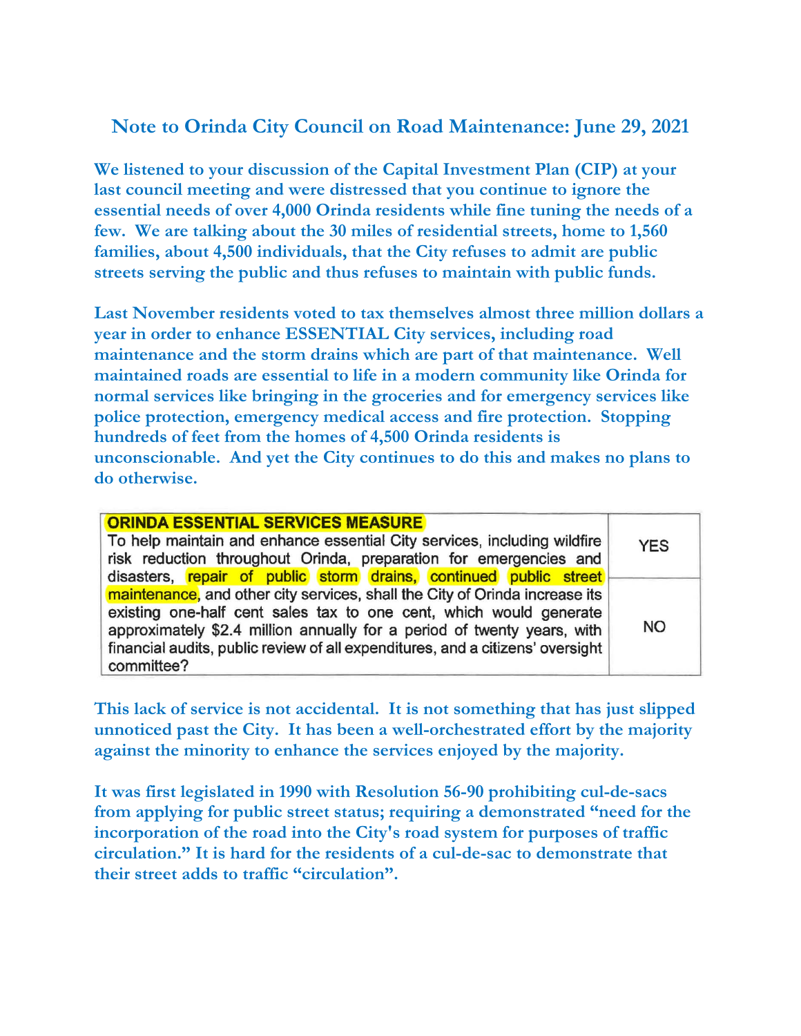# Note to Orinda City Council on Road Maintenance: June 29, 2021

**We listened to your discussion of the Capital Investment Plan (CIP) at your last council meeting and were distressed that you continue to ignore the essential needs of over 4,000 Orinda residents while fine tuning the needs of a few. We are talking about the 30 miles of residential streets, home to 1,560 families, about 4,500 individuals, that the City refuses to admit are public streets serving the public and thus refuses to maintain with public funds.**

**Last November residents voted to tax themselves almost three million dollars a year in order to enhance ESSENTIAL City services, including road maintenance and the storm drains which are part of that maintenance. Well maintained roads are essential to life in a modern community like Orinda for normal services like bringing in the groceries and for emergency services like police protection, emergency medical access and fire protection. Stopping hundreds of feet from the homes of 4,500 Orinda residents is unconscionable. And yet the City continues to do this and makes no plans to do otherwise.**

| **ORINDA ESSENTIAL SERVICES MEASURE** To help maintain and enhance essential City services, including wildfire risk reduction throughout Orinda, preparation for emergencies and disasters, repair of public storm drains, continued public street maintenance, and other city services, shall the City of Orinda increase its existing one-half cent sales tax to one cent, which would generate approximately $2.4 million annually for a period of twenty years, with financial audits, public review of all expenditures, and a citizens' oversight committee? | YES |
| --- | --- |
| | NO |

**This lack of service is not accidental. It is not something that has just slipped unnoticed past the City. It has been a well-orchestrated effort by the majority against the minority to enhance the services enjoyed by the majority.**

**It was first legislated in 1990 with Resolution 56-90 prohibiting cul-de-sacs from applying for public street status; requiring a demonstrated "need for the incorporation of the road into the City's road system for purposes of traffic circulation." It is hard for the residents of a cul-de-sac to demonstrate that their street adds to traffic "circulation".**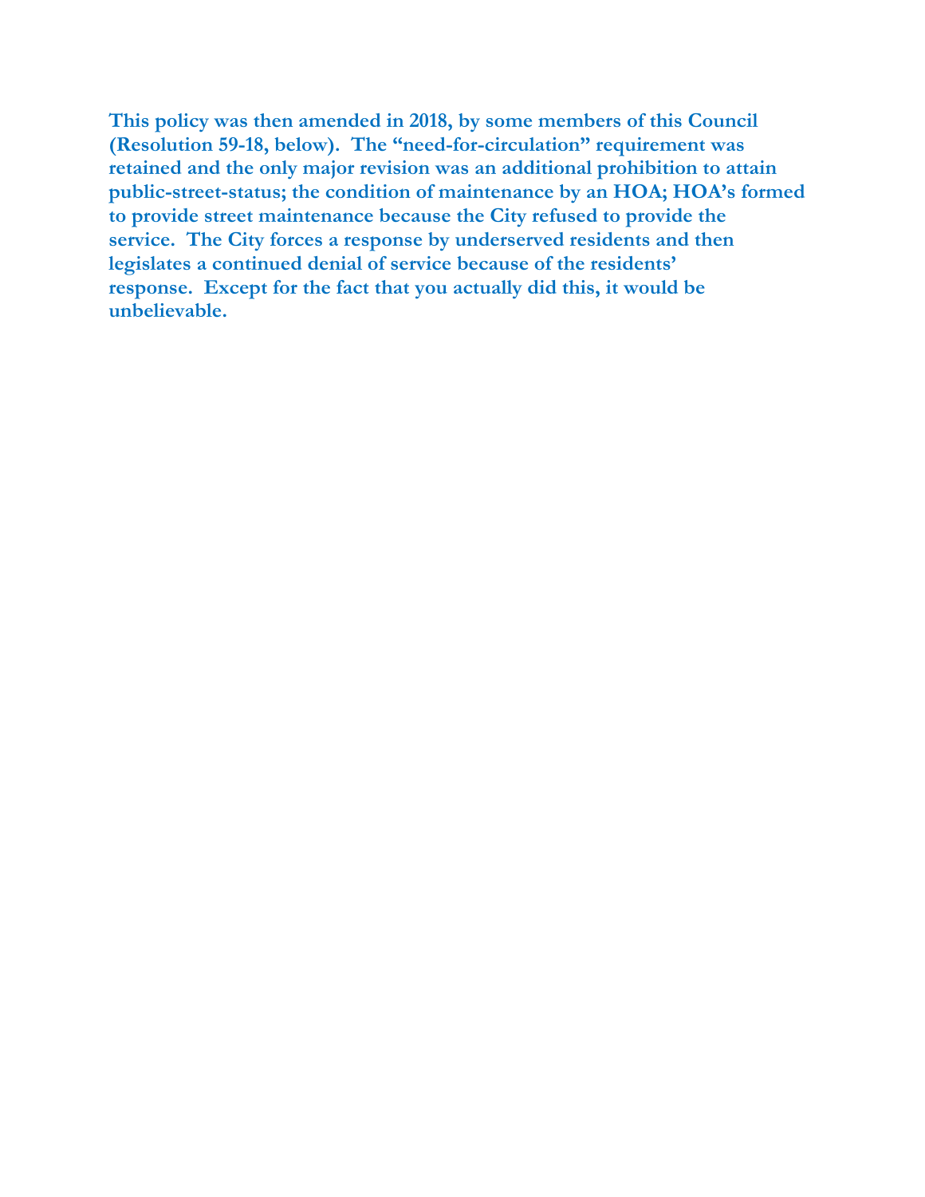**This policy was then amended in 2018, by some members of this Council (Resolution 59-18, below). The "need-for-circulation" requirement was retained and the only major revision was an additional prohibition to attain public-street-status; the condition of maintenance by an HOA; HOA's formed to provide street maintenance because the City refused to provide the service. The City forces a response by underserved residents and then legislates a continued denial of service because of the residents' response. Except for the fact that you actually did this, it would be unbelievable.**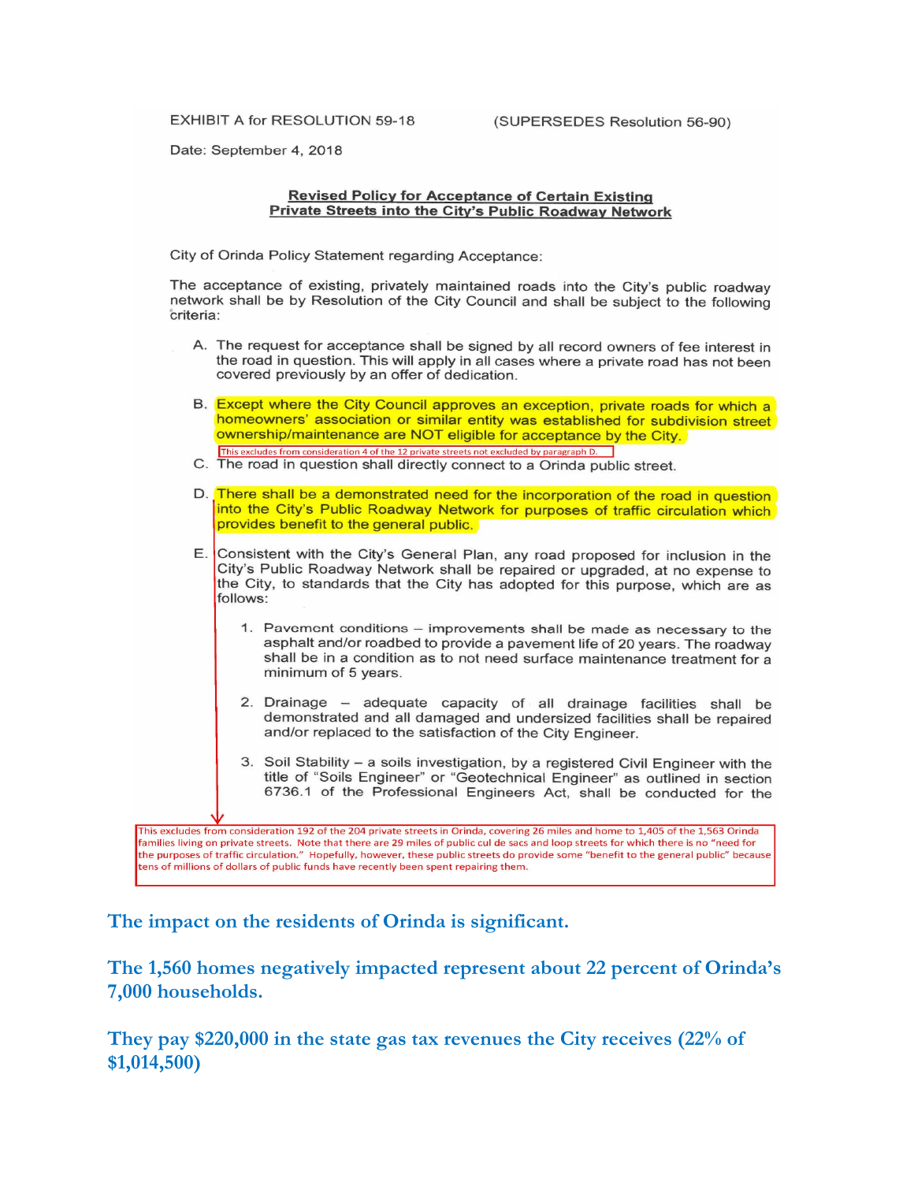EXHIBIT A for RESOLUTION 59-18 (SUPERSEDES Resolution 56-90)

Date: September 4, 2018

**Revised Policy for Acceptance of Certain Existing Private Streets into the City's Public Roadway Network**

City of Orinda Policy Statement regarding Acceptance:

The acceptance of existing, privately maintained roads into the City's public roadway network shall be by Resolution of the City Council and shall be subject to the following criteria:

A. The request for acceptance shall be signed by all record owners of fee interest in the road in question. This will apply in all cases where a private road has not been covered previously by an offer of dedication.

B. Except where the City Council approves an exception, private roads for which a homeowners' association or similar entity was established for subdivision street ownership/maintenance are NOT eligible for acceptance by the City.

This excludes from consideration 4 of the 12 private streets not excluded by paragraph D.

C. The road in question shall directly connect to a Orinda public street.

D. There shall be a demonstrated need for the incorporation of the road in question into the City's Public Roadway Network for purposes of traffic circulation which provides benefit to the general public.

E. Consistent with the City's General Plan, any road proposed for inclusion in the City's Public Roadway Network shall be repaired or upgraded, at no expense to the City, to standards that the City has adopted for this purpose, which are as follows:

1. Pavement conditions – improvements shall be made as necessary to the asphalt and/or roadbed to provide a pavement life of 20 years. The roadway shall be in a condition as to not need surface maintenance treatment for a minimum of 5 years.

2. Drainage – adequate capacity of all drainage facilities shall be demonstrated and all damaged and undersized facilities shall be repaired and/or replaced to the satisfaction of the City Engineer.

3. Soil Stability – a soils investigation, by a registered Civil Engineer with the title of "Soils Engineer" or "Geotechnical Engineer" as outlined in section 6736.1 of the Professional Engineers Act, shall be conducted for the

This excludes from consideration 192 of the 204 private streets in Orinda, covering 26 miles and home to 1,405 of the 1,563 Orinda families living on private streets. Note that there are 29 miles of public cul de sacs and loop streets for which there is no "need for the purposes of traffic circulation." Hopefully, however, these public streets do provide some "benefit to the general public" because tens of millions of dollars of public funds have recently been spent repairing them.

**The impact on the residents of Orinda is significant.**

**The 1,560 homes negatively impacted represent about 22 percent of Orinda's 7,000 households.**

**They pay $220,000 in the state gas tax revenues the City receives (22% of $1,014,500)**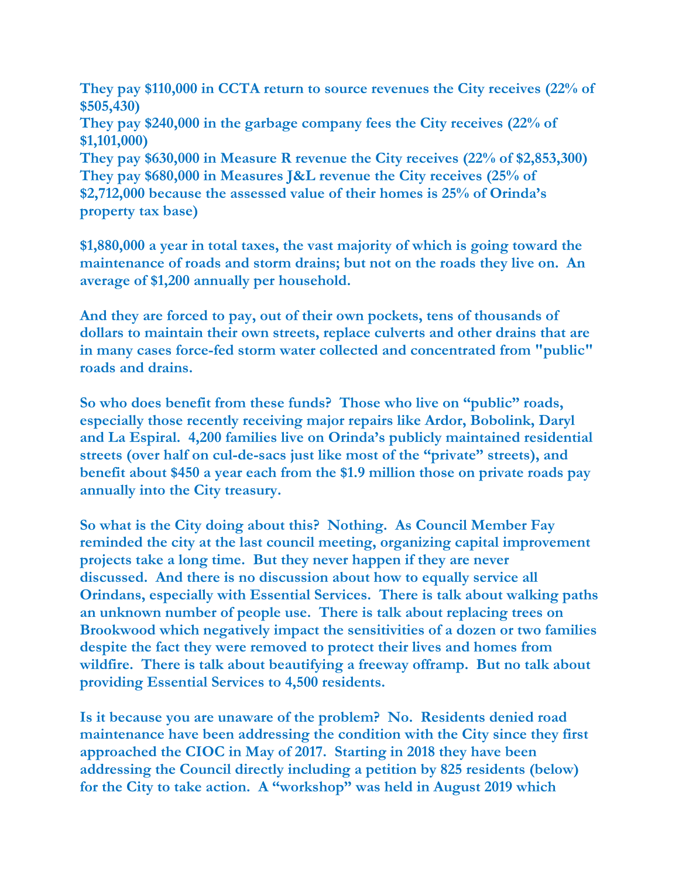**They pay $110,000 in CCTA return to source revenues the City receives (22% of $505,430)**
**They pay $240,000 in the garbage company fees the City receives (22% of $1,101,000)**
**They pay $630,000 in Measure R revenue the City receives (22% of $2,853,300)**
**They pay $680,000 in Measures J&L revenue the City receives (25% of $2,712,000 because the assessed value of their homes is 25% of Orinda's property tax base)**

**$1,880,000 a year in total taxes, the vast majority of which is going toward the maintenance of roads and storm drains; but not on the roads they live on. An average of $1,200 annually per household.**

**And they are forced to pay, out of their own pockets, tens of thousands of dollars to maintain their own streets, replace culverts and other drains that are in many cases force-fed storm water collected and concentrated from "public" roads and drains.**

**So who does benefit from these funds? Those who live on "public" roads, especially those recently receiving major repairs like Ardor, Bobolink, Daryl and La Espiral. 4,200 families live on Orinda's publicly maintained residential streets (over half on cul-de-sacs just like most of the "private" streets), and benefit about $450 a year each from the $1.9 million those on private roads pay annually into the City treasury.**

**So what is the City doing about this? Nothing. As Council Member Fay reminded the city at the last council meeting, organizing capital improvement projects take a long time. But they never happen if they are never discussed. And there is no discussion about how to equally service all Orindans, especially with Essential Services. There is talk about walking paths an unknown number of people use. There is talk about replacing trees on Brookwood which negatively impact the sensitivities of a dozen or two families despite the fact they were removed to protect their lives and homes from wildfire. There is talk about beautifying a freeway offramp. But no talk about providing Essential Services to 4,500 residents.**

**Is it because you are unaware of the problem? No. Residents denied road maintenance have been addressing the condition with the City since they first approached the CIOC in May of 2017. Starting in 2018 they have been addressing the Council directly including a petition by 825 residents (below) for the City to take action. A "workshop" was held in August 2019 which**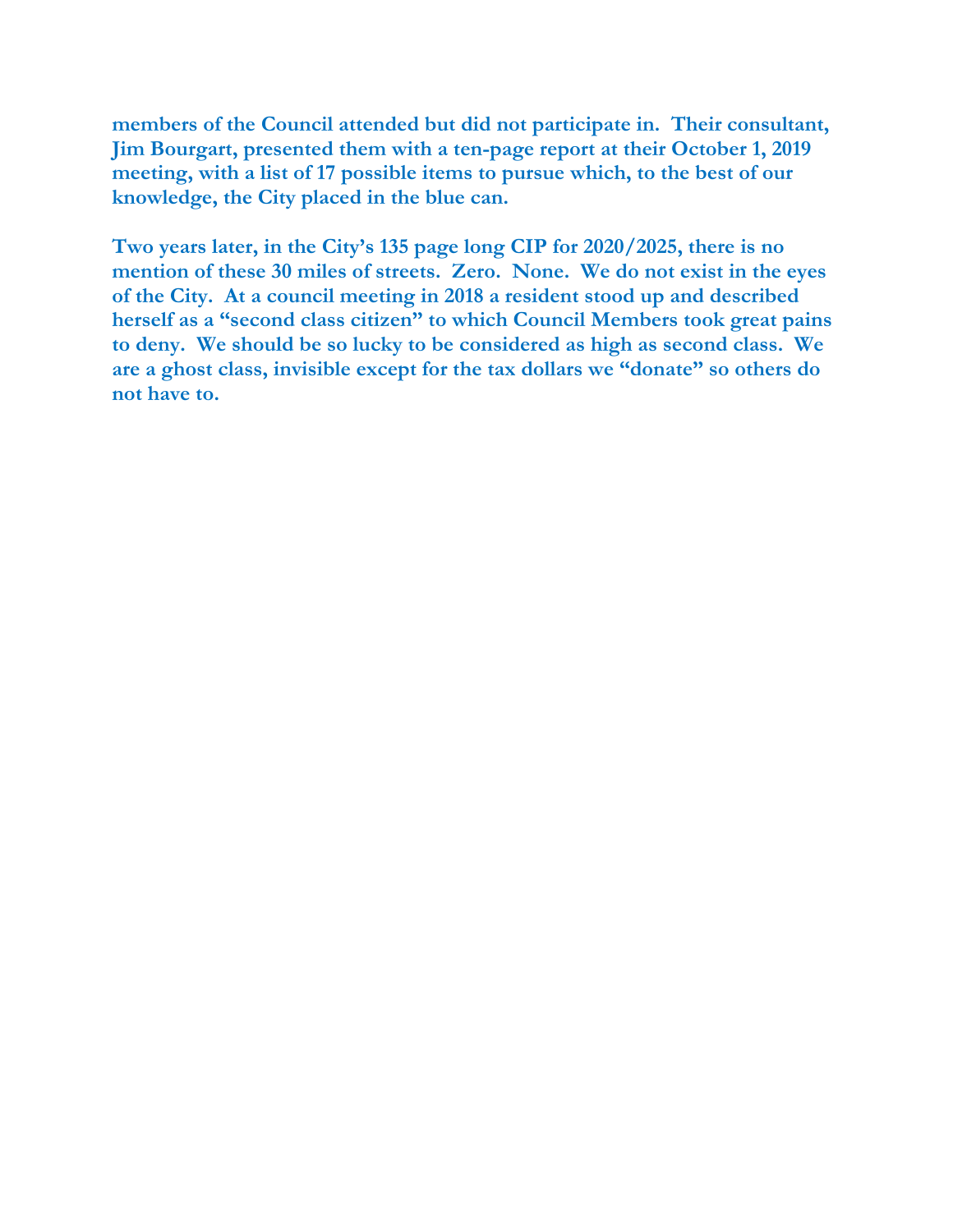**members of the Council attended but did not participate in. Their consultant, Jim Bourgart, presented them with a ten-page report at their October 1, 2019 meeting, with a list of 17 possible items to pursue which, to the best of our knowledge, the City placed in the blue can.**

**Two years later, in the City's 135 page long CIP for 2020/2025, there is no mention of these 30 miles of streets. Zero. None. We do not exist in the eyes of the City. At a council meeting in 2018 a resident stood up and described herself as a "second class citizen" to which Council Members took great pains to deny. We should be so lucky to be considered as high as second class. We are a ghost class, invisible except for the tax dollars we "donate" so others do not have to.**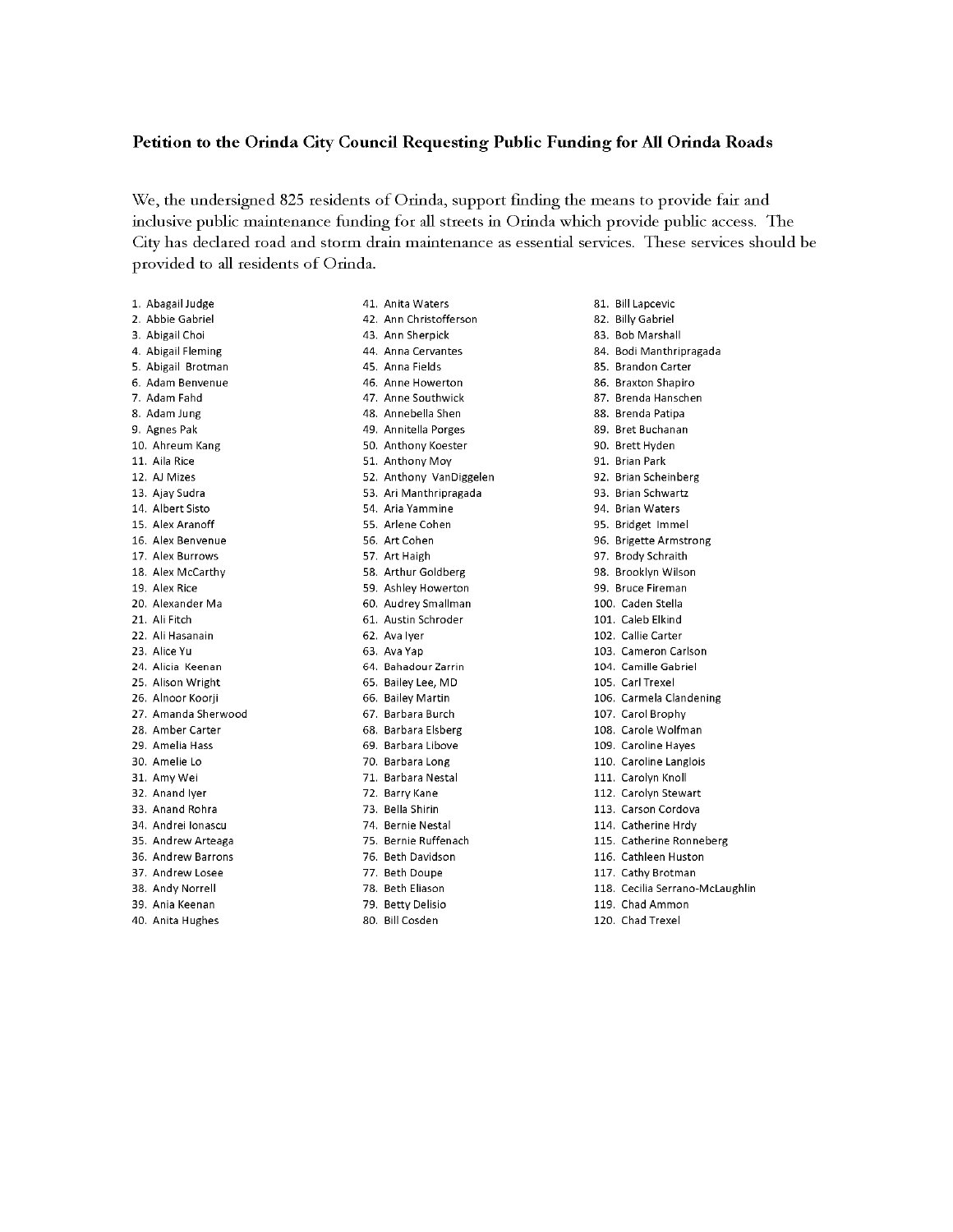**Petition to the Orinda City Council Requesting Public Funding for All Orinda Roads**

We, the undersigned 825 residents of Orinda, support finding the means to provide fair and inclusive public maintenance funding for all streets in Orinda which provide public access. The City has declared road and storm drain maintenance as essential services. These services should be provided to all residents of Orinda.

1. Abagail Judge
2. Abbie Gabriel
3. Abigail Choi
4. Abigail Fleming
5. Abigail Brotman
6. Adam Benvenue
7. Adam Fahd
8. Adam Jung
9. Agnes Pak
10. Ahreum Kang
11. Aila Rice
12. AJ Mizes
13. Ajay Sudra
14. Albert Sisto
15. Alex Aranoff
16. Alex Benvenue
17. Alex Burrows
18. Alex McCarthy
19. Alex Rice
20. Alexander Ma
21. Ali Fitch
22. Ali Hasanain
23. Alice Yu
24. Alicia Keenan
25. Alison Wright
26. Alnoor Koorji
27. Amanda Sherwood
28. Amber Carter
29. Amelia Hass
30. Amelie Lo
31. Amy Wei
32. Anand Iyer
33. Anand Rohra
34. Andrei Ionascu
35. Andrew Arteaga
36. Andrew Barrons
37. Andrew Losee
38. Andy Norrell
39. Ania Keenan
40. Anita Hughes
41. Anita Waters
42. Ann Christofferson
43. Ann Sherpick
44. Anna Cervantes
45. Anna Fields
46. Anne Howerton
47. Anne Southwick
48. Annebella Shen
49. Annitella Porges
50. Anthony Koester
51. Anthony Moy
52. Anthony VanDiggelen
53. Ari Manthripragada
54. Aria Yammine
55. Arlene Cohen
56. Art Cohen
57. Art Haigh
58. Arthur Goldberg
59. Ashley Howerton
60. Audrey Smallman
61. Austin Schroder
62. Ava Iyer
63. Ava Yap
64. Bahadour Zarrin
65. Bailey Lee, MD
66. Bailey Martin
67. Barbara Burch
68. Barbara Elsberg
69. Barbara Libove
70. Barbara Long
71. Barbara Nestal
72. Barry Kane
73. Bella Shirin
74. Bernie Nestal
75. Bernie Ruffenach
76. Beth Davidson
77. Beth Doupe
78. Beth Eliason
79. Betty Delisio
80. Bill Cosden
81. Bill Lapcevic
82. Billy Gabriel
83. Bob Marshall
84. Bodi Manthripragada
85. Brandon Carter
86. Braxton Shapiro
87. Brenda Hanschen
88. Brenda Patipa
89. Bret Buchanan
90. Brett Hyden
91. Brian Park
92. Brian Scheinberg
93. Brian Schwartz
94. Brian Waters
95. Bridget Immel
96. Brigette Armstrong
97. Brody Schraith
98. Brooklyn Wilson
99. Bruce Fireman
100. Caden Stella
101. Caleb Elkind
102. Callie Carter
103. Cameron Carlson
104. Camille Gabriel
105. Carl Trexel
106. Carmela Clandening
107. Carol Brophy
108. Carole Wolfman
109. Caroline Hayes
110. Caroline Langlois
111. Carolyn Knoll
112. Carolyn Stewart
113. Carson Cordova
114. Catherine Hrdy
115. Catherine Ronneberg
116. Cathleen Huston
117. Cathy Brotman
118. Cecilia Serrano-McLaughlin
119. Chad Ammon
120. Chad Trexel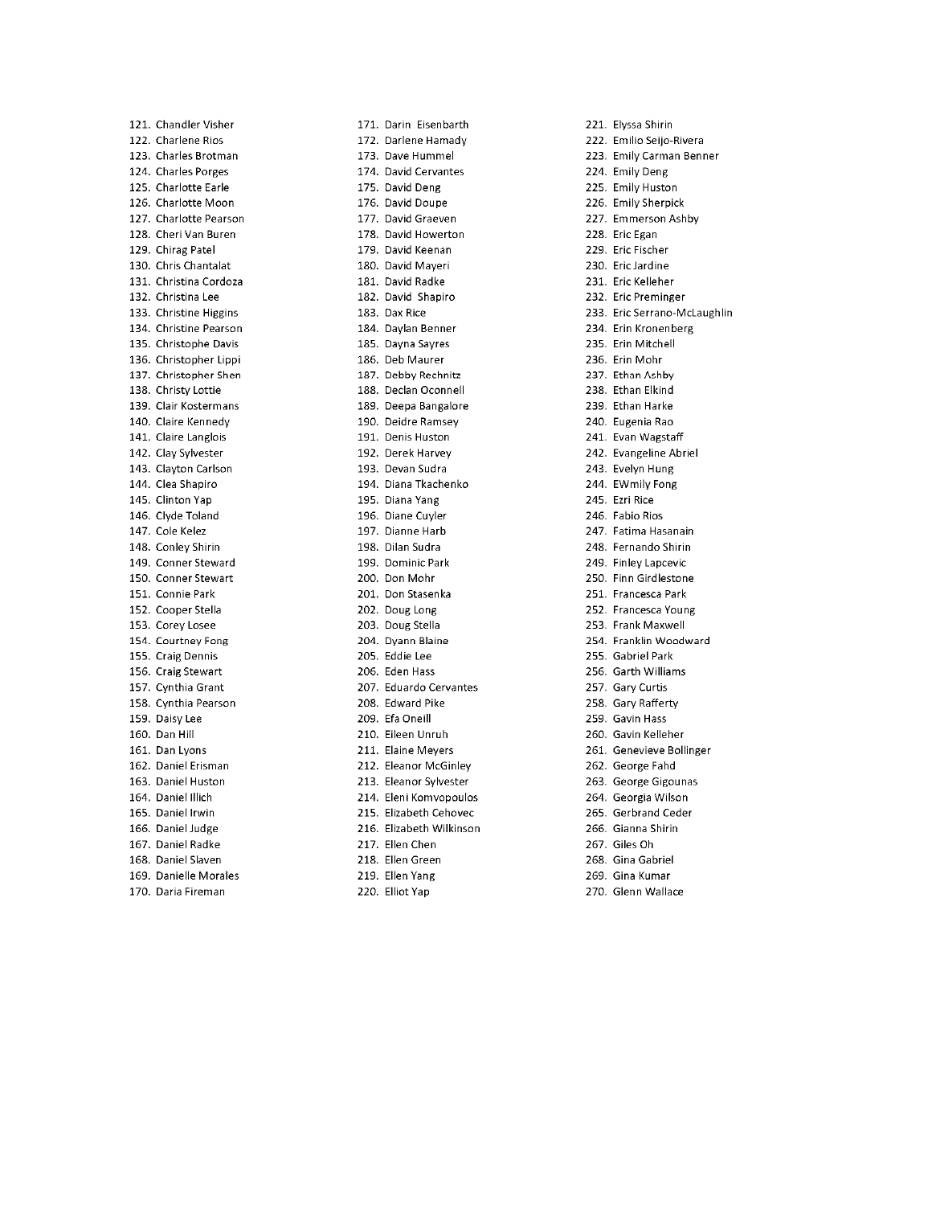121. Chandler Visher
122. Charlene Rios
123. Charles Brotman
124. Charles Porges
125. Charlotte Earle
126. Charlotte Moon
127. Charlotte Pearson
128. Cheri Van Buren
129. Chirag Patel
130. Chris Chantalat
131. Christina Cordoza
132. Christina Lee
133. Christine Higgins
134. Christine Pearson
135. Christophe Davis
136. Christopher Lippi
137. Christopher Shen
138. Christy Lottie
139. Clair Kostermans
140. Claire Kennedy
141. Claire Langlois
142. Clay Sylvester
143. Clayton Carlson
144. Clea Shapiro
145. Clinton Yap
146. Clyde Toland
147. Cole Kelez
148. Conley Shirin
149. Conner Steward
150. Conner Stewart
151. Connie Park
152. Cooper Stella
153. Corey Losee
154. Courtney Fong
155. Craig Dennis
156. Craig Stewart
157. Cynthia Grant
158. Cynthia Pearson
159. Daisy Lee
160. Dan Hill
161. Dan Lyons
162. Daniel Erisman
163. Daniel Huston
164. Daniel Illich
165. Daniel Irwin
166. Daniel Judge
167. Daniel Radke
168. Daniel Slaven
169. Danielle Morales
170. Daria Fireman
171. Darin Eisenbarth
172. Darlene Hamady
173. Dave Hummel
174. David Cervantes
175. David Deng
176. David Doupe
177. David Graeven
178. David Howerton
179. David Keenan
180. David Mayeri
181. David Radke
182. David Shapiro
183. Dax Rice
184. Daylan Benner
185. Dayna Sayres
186. Deb Maurer
187. Debby Rechnitz
188. Declan Oconnell
189. Deepa Bangalore
190. Deidre Ramsey
191. Denis Huston
192. Derek Harvey
193. Devan Sudra
194. Diana Tkachenko
195. Diana Yang
196. Diane Cuyler
197. Dianne Harb
198. Dilan Sudra
199. Dominic Park
200. Don Mohr
201. Don Stasenka
202. Doug Long
203. Doug Stella
204. Dyann Blaine
205. Eddie Lee
206. Eden Hass
207. Eduardo Cervantes
208. Edward Pike
209. Efa Oneill
210. Eileen Unruh
211. Elaine Meyers
212. Eleanor McGinley
213. Eleanor Sylvester
214. Eleni Komvopoulos
215. Elizabeth Cehovec
216. Elizabeth Wilkinson
217. Ellen Chen
218. Ellen Green
219. Ellen Yang
220. Elliot Yap
221. Elyssa Shirin
222. Emilio Seijo-Rivera
223. Emily Carman Benner
224. Emily Deng
225. Emily Huston
226. Emily Sherpick
227. Emmerson Ashby
228. Eric Egan
229. Eric Fischer
230. Eric Jardine
231. Eric Kelleher
232. Eric Preminger
233. Eric Serrano-McLaughlin
234. Erin Kronenberg
235. Erin Mitchell
236. Erin Mohr
237. Ethan Ashby
238. Ethan Elkind
239. Ethan Harke
240. Eugenia Rao
241. Evan Wagstaff
242. Evangeline Abriel
243. Evelyn Hung
244. EWmily Fong
245. Ezri Rice
246. Fabio Rios
247. Fatima Hasanain
248. Fernando Shirin
249. Finley Lapcevic
250. Finn Girdlestone
251. Francesca Park
252. Francesca Young
253. Frank Maxwell
254. Franklin Woodward
255. Gabriel Park
256. Garth Williams
257. Gary Curtis
258. Gary Rafferty
259. Gavin Hass
260. Gavin Kelleher
261. Genevieve Bollinger
262. George Fahd
263. George Gigounas
264. Georgia Wilson
265. Gerbrand Ceder
266. Gianna Shirin
267. Giles Oh
268. Gina Gabriel
269. Gina Kumar
270. Glenn Wallace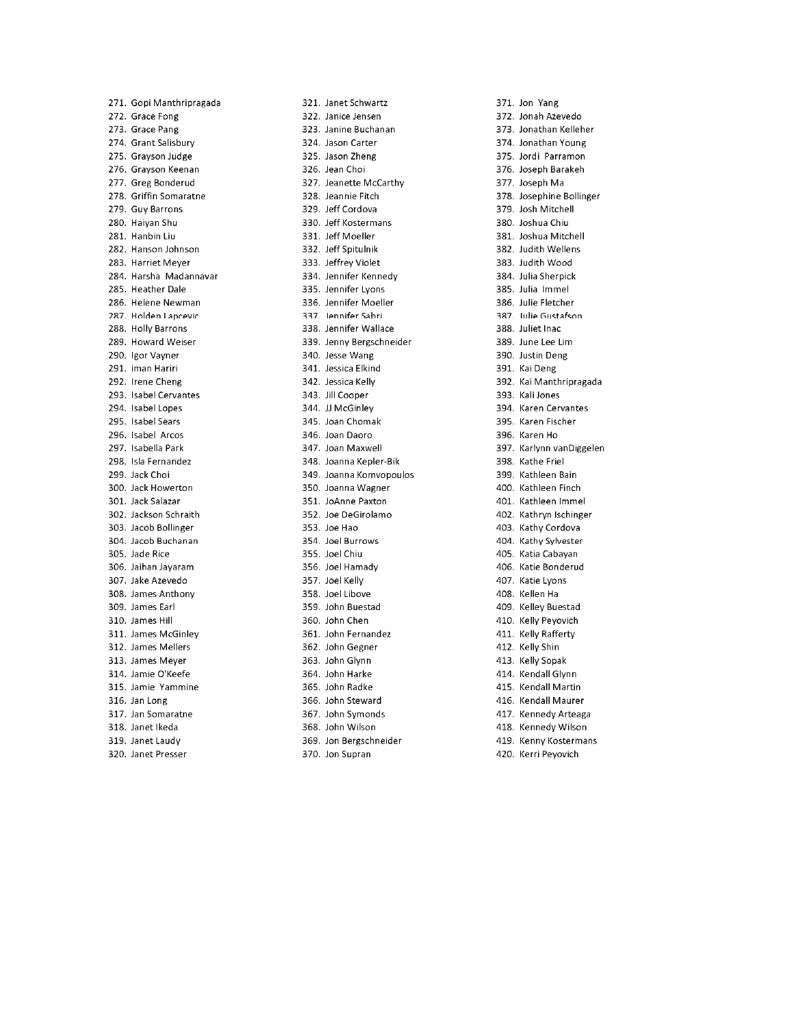271. Gopi Manthripragada
272. Grace Fong
273. Grace Pang
274. Grant Salisbury
275. Grayson Judge
276. Grayson Keenan
277. Greg Bonderud
278. Griffin Somaratne
279. Guy Barrons
280. Haiyan Shu
281. Hanbin Liu
282. Hanson Johnson
283. Harriet Meyer
284. Harsha Madannavar
285. Heather Dale
286. Helene Newman
287. Holden Lapcevic
288. Holly Barrons
289. Howard Weiser
290. Igor Vayner
291. iman Hariri
292. Irene Cheng
293. Isabel Cervantes
294. Isabel Lopes
295. Isabel Sears
296. Isabel Arcos
297. Isabella Park
298. Isla Fernandez
299. Jack Choi
300. Jack Howerton
301. Jack Salazar
302. Jackson Schraith
303. Jacob Bollinger
304. Jacob Buchanan
305. Jade Rice
306. Jaihan Jayaram
307. Jake Azevedo
308. James Anthony
309. James Earl
310. James Hill
311. James McGinley
312. James Mellers
313. James Meyer
314. Jamie O'Keefe
315. Jamie Yammine
316. Jan Long
317. Jan Somaratne
318. Janet Ikeda
319. Janet Laudy
320. Janet Presser
321. Janet Schwartz
322. Janice Jensen
323. Janine Buchanan
324. Jason Carter
325. Jason Zheng
326. Jean Choi
327. Jeanette McCarthy
328. Jeannie Fitch
329. Jeff Cordova
330. Jeff Kostermans
331. Jeff Moeller
332. Jeff Spitulnik
333. Jeffrey Violet
334. Jennifer Kennedy
335. Jennifer Lyons
336. Jennifer Moeller
337. Jennifer Sabri
338. Jennifer Wallace
339. Jenny Bergschneider
340. Jesse Wang
341. Jessica Elkind
342. Jessica Kelly
343. Jill Cooper
344. JJ McGinley
345. Joan Chomak
346. Joan Daoro
347. Joan Maxwell
348. Joanna Kepler-Bik
349. Joanna Komvopoulos
350. Joanna Wagner
351. JoAnne Paxton
352. Joe DeGirolamo
353. Joe Hao
354. Joel Burrows
355. Joel Chiu
356. Joel Hamady
357. Joel Kelly
358. Joel Libove
359. John Buestad
360. John Chen
361. John Fernandez
362. John Gegner
363. John Glynn
364. John Harke
365. John Radke
366. John Steward
367. John Symonds
368. John Wilson
369. Jon Bergschneider
370. Jon Supran
371. Jon Yang
372. Jonah Azevedo
373. Jonathan Kelleher
374. Jonathan Young
375. Jordi Parramon
376. Joseph Barakeh
377. Joseph Ma
378. Josephine Bollinger
379. Josh Mitchell
380. Joshua Chiu
381. Joshua Mitchell
382. Judith Wellens
383. Judith Wood
384. Julia Sherpick
385. Julia Immel
386. Julie Fletcher
387. Julie Gustafson
388. Juliet Inac
389. June Lee Lim
390. Justin Deng
391. Kai Deng
392. Kai Manthripragada
393. Kali Jones
394. Karen Cervantes
395. Karen Fischer
396. Karen Ho
397. Karlynn vanDiggelen
398. Kathe Friel
399. Kathleen Bain
400. Kathleen Finch
401. Kathleen Immel
402. Kathryn Ischinger
403. Kathy Cordova
404. Kathy Sylvester
405. Katia Cabayan
406. Katie Bonderud
407. Katie Lyons
408. Kellen Ha
409. Kelley Buestad
410. Kelly Peyovich
411. Kelly Rafferty
412. Kelly Shin
413. Kelly Sopak
414. Kendall Glynn
415. Kendall Martin
416. Kendall Maurer
417. Kennedy Arteaga
418. Kennedy Wilson
419. Kenny Kostermans
420. Kerri Peyovich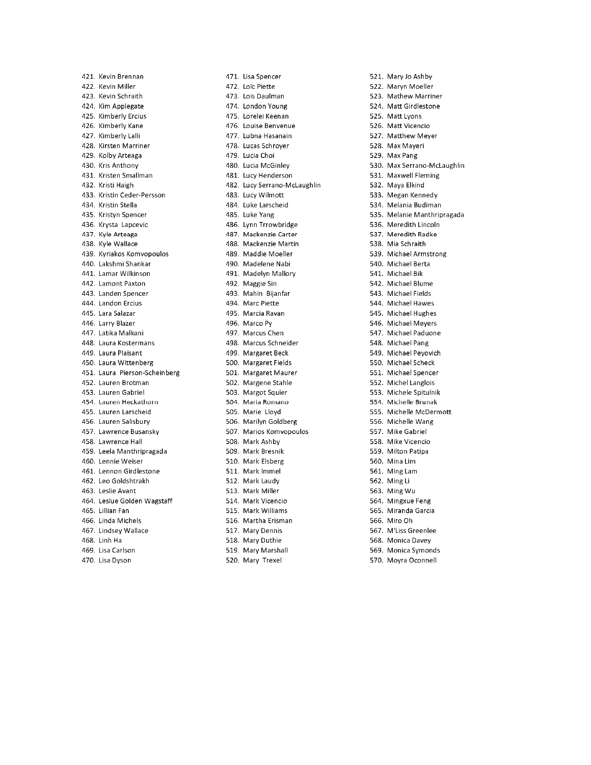421. Kevin Brennan
422. Kevin Miller
423. Kevin Schraith
424. Kim Applegate
425. Kimberly Ercius
426. Kimberly Kane
427. Kimberly Lalli
428. Kirsten Marriner
429. Kolby Arteaga
430. Kris Anthony
431. Kristen Smallman
432. Kristi Haigh
433. Kristin Ceder-Persson
434. Kristin Stella
435. Kristyn Spencer
436. Krysta Lapcevic
437. Kyle Arteaga
438. Kyle Wallace
439. Kyriakos Komvopoulos
440. Lakshmi Shankar
441. Lamar Wilkinson
442. Lamont Paxton
443. Landen Spencer
444. Landon Ercius
445. Lara Salazar
446. Larry Blazer
447. Latika Malkani
448. Laura Kostermans
449. Laura Plaisant
450. Laura Wittenberg
451. Laura Pierson-Scheinberg
452. Lauren Brotman
453. Lauren Gabriel
454. Lauren Heckathorn
455. Lauren Larscheid
456. Lauren Salisbury
457. Lawrence Busansky
458. Lawrence Hall
459. Leela Manthripragada
460. Lennie Weiser
461. Lennon Girdlestone
462. Leo Goldshtrakh
463. Leslie Avant
464. Leslue Golden Wagstaff
465. Lillian Fan
466. Linda Michels
467. Lindsey Wallace
468. Linh Ha
469. Lisa Carlson
470. Lisa Dyson
471. Lisa Spencer
472. Loïc Piette
473. Lois Daulman
474. London Young
475. Lorelei Keenan
476. Louise Benvenue
477. Lubna Hasanain
478. Lucas Schroyer
479. Lucia Choi
480. Lucia McGinley
481. Lucy Henderson
482. Lucy Serrano-McLaughlin
483. Lucy Wilmott
484. Luke Larscheid
485. Luke Yang
486. Lynn Trrowbridge
487. Mackenzie Carter
488. Mackenzie Martin
489. Maddie Moeller
490. Madelene Nabi
491. Madelyn Mallory
492. Maggie Sin
493. Mahin Bijanfar
494. Marc Piette
495. Marcia Ravan
496. Marco Py
497. Marcus Chen
498. Marcus Schneider
499. Margaret Beck
500. Margaret Fields
501. Margaret Maurer
502. Margene Stahle
503. Margot Squier
504. Maria Romano
505. Marie Lloyd
506. Marilyn Goldberg
507. Marios Komvopoulos
508. Mark Ashby
509. Mark Bresnik
510. Mark Elsberg
511. Mark Immel
512. Mark Laudy
513. Mark Miller
514. Mark Vicencio
515. Mark Williams
516. Martha Erisman
517. Mary Dennis
518. Mary Duthie
519. Mary Marshall
520. Mary Trexel
521. Mary Jo Ashby
522. Maryn Moeller
523. Mathew Marriner
524. Matt Girdlestone
525. Matt Lyons
526. Matt Vicencio
527. Matthew Meyer
528. Max Mayeri
529. Max Pang
530. Max Serrano-McLaughlin
531. Maxwell Fleming
532. Maya Elkind
533. Megan Kennedy
534. Melania Budiman
535. Melanie Manthripragada
536. Meredith Lincoln
537. Meredith Radke
538. Mia Schraith
539. Michael Armstrong
540. Michael Berta
541. Michael Bik
542. Michael Blume
543. Michael Fields
544. Michael Hawes
545. Michael Hughes
546. Michael Meyers
547. Michael Paduone
548. Michael Pang
549. Michael Peyovich
550. Michael Scheck
551. Michael Spencer
552. Michel Langlois
553. Michele Spitulnik
554. Michelle Brunak
555. Michelle McDermott
556. Michelle Wang
557. Mike Gabriel
558. Mike Vicencio
559. Milton Patipa
560. Mina Lim
561. Ming Lam
562. Ming Li
563. Ming Wu
564. Mingxue Feng
565. Miranda Garcia
566. Miro Oh
567. M'Liss Greenlee
568. Monica Davey
569. Monica Symonds
570. Moyra Oconnell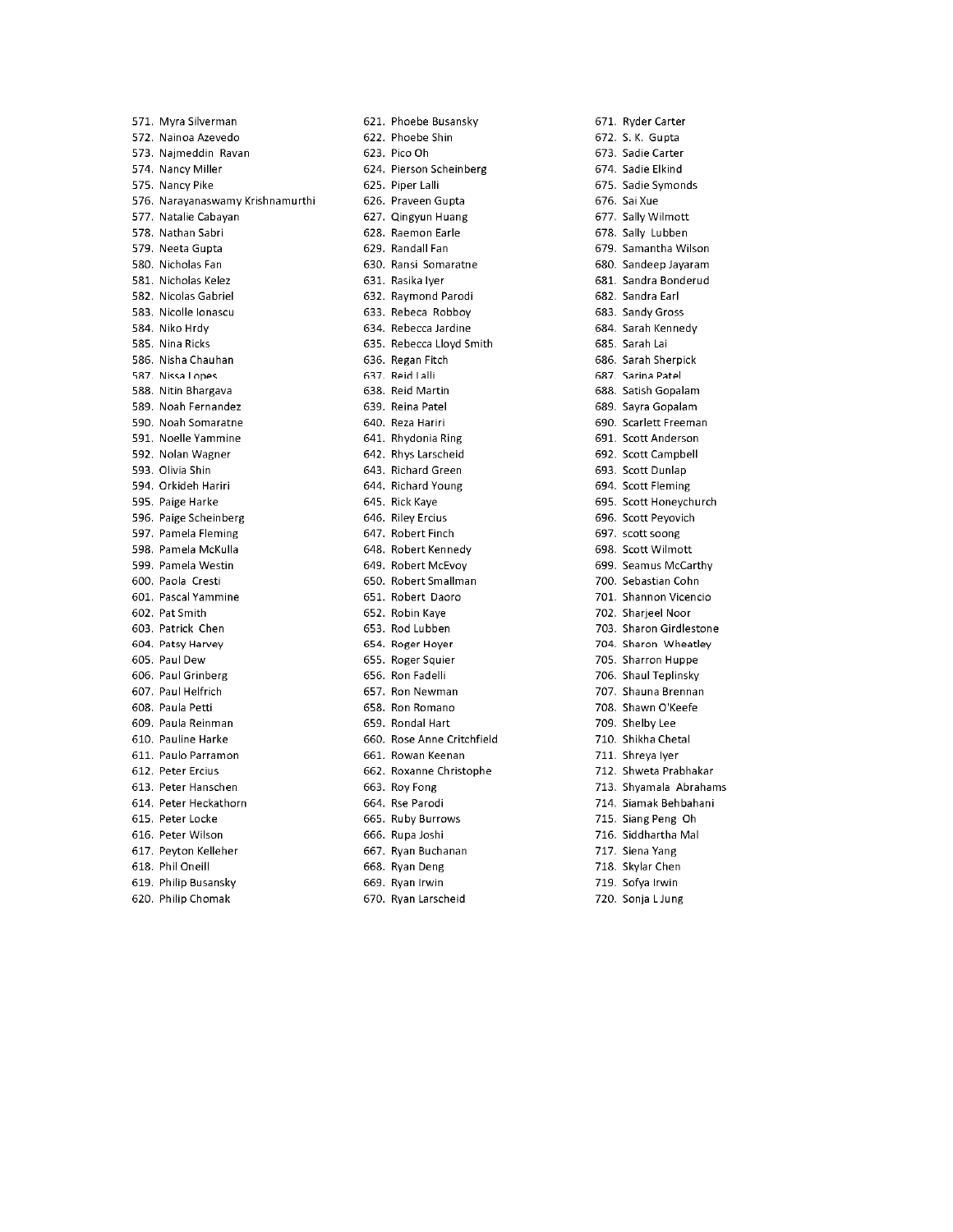571. Myra Silverman
572. Nainoa Azevedo
573. Najmeddin Ravan
574. Nancy Miller
575. Nancy Pike
576. Narayanaswamy Krishnamurthi
577. Natalie Cabayan
578. Nathan Sabri
579. Neeta Gupta
580. Nicholas Fan
581. Nicholas Kelez
582. Nicolas Gabriel
583. Nicolle Ionascu
584. Niko Hrdy
585. Nina Ricks
586. Nisha Chauhan
587. Nissa Lopes
588. Nitin Bhargava
589. Noah Fernandez
590. Noah Somaratne
591. Noelle Yammine
592. Nolan Wagner
593. Olivia Shin
594. Orkideh Hariri
595. Paige Harke
596. Paige Scheinberg
597. Pamela Fleming
598. Pamela McKulla
599. Pamela Westin
600. Paola Cresti
601. Pascal Yammine
602. Pat Smith
603. Patrick Chen
604. Patsy Harvey
605. Paul Dew
606. Paul Grinberg
607. Paul Helfrich
608. Paula Petti
609. Paula Reinman
610. Pauline Harke
611. Paulo Parramon
612. Peter Ercius
613. Peter Hanschen
614. Peter Heckathorn
615. Peter Locke
616. Peter Wilson
617. Peyton Kelleher
618. Phil Oneill
619. Philip Busansky
620. Philip Chomak
621. Phoebe Busansky
622. Phoebe Shin
623. Pico Oh
624. Pierson Scheinberg
625. Piper Lalli
626. Praveen Gupta
627. Qingyun Huang
628. Raemon Earle
629. Randall Fan
630. Ransi Somaratne
631. Rasika Iyer
632. Raymond Parodi
633. Rebeca Robboy
634. Rebecca Jardine
635. Rebecca Lloyd Smith
636. Regan Fitch
637. Reid Lalli
638. Reid Martin
639. Reina Patel
640. Reza Hariri
641. Rhydonia Ring
642. Rhys Larscheid
643. Richard Green
644. Richard Young
645. Rick Kaye
646. Riley Ercius
647. Robert Finch
648. Robert Kennedy
649. Robert McEvoy
650. Robert Smallman
651. Robert Daoro
652. Robin Kaye
653. Rod Lubben
654. Roger Hoyer
655. Roger Squier
656. Ron Fadelli
657. Ron Newman
658. Ron Romano
659. Rondal Hart
660. Rose Anne Critchfield
661. Rowan Keenan
662. Roxanne Christophe
663. Roy Fong
664. Rse Parodi
665. Ruby Burrows
666. Rupa Joshi
667. Ryan Buchanan
668. Ryan Deng
669. Ryan Irwin
670. Ryan Larscheid
671. Ryder Carter
672. S. K. Gupta
673. Sadie Carter
674. Sadie Elkind
675. Sadie Symonds
676. Sai Xue
677. Sally Wilmott
678. Sally Lubben
679. Samantha Wilson
680. Sandeep Jayaram
681. Sandra Bonderud
682. Sandra Earl
683. Sandy Gross
684. Sarah Kennedy
685. Sarah Lai
686. Sarah Sherpick
687. Sarina Patel
688. Satish Gopalam
689. Sayra Gopalam
690. Scarlett Freeman
691. Scott Anderson
692. Scott Campbell
693. Scott Dunlap
694. Scott Fleming
695. Scott Honeychurch
696. Scott Peyovich
697. scott soong
698. Scott Wilmott
699. Seamus McCarthy
700. Sebastian Cohn
701. Shannon Vicencio
702. Sharjeel Noor
703. Sharon Girdlestone
704. Sharon Wheatley
705. Sharron Huppe
706. Shaul Teplinsky
707. Shauna Brennan
708. Shawn O'Keefe
709. Shelby Lee
710. Shikha Chetal
711. Shreya Iyer
712. Shweta Prabhakar
713. Shyamala Abrahams
714. Siamak Behbahani
715. Siang Peng Oh
716. Siddhartha Mal
717. Siena Yang
718. Skylar Chen
719. Sofya Irwin
720. Sonja L Jung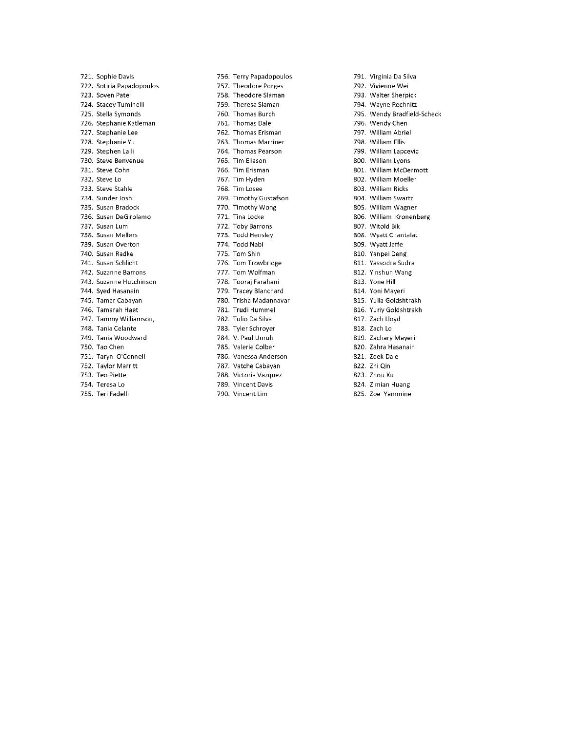721. Sophie Davis
722. Sotiria Papadopoulos
723. Soven Patel
724. Stacey Tuminelli
725. Stella Symonds
726. Stephanie Katleman
727. Stephanie Lee
728. Stephanie Yu
729. Stephen Lalli
730. Steve Benvenue
731. Steve Cohn
732. Steve Lo
733. Steve Stahle
734. Sunder Joshi
735. Susan Bradock
736. Susan DeGirolamo
737. Susan Lum
738. Susan Mellers
739. Susan Overton
740. Susan Radke
741. Susan Schlicht
742. Suzanne Barrons
743. Suzanne Hutchinson
744. Syed Hasanain
745. Tamar Cabayan
746. Tamarah Haet
747. Tammy Williamson,
748. Tania Celante
749. Tania Woodward
750. Tao Chen
751. Taryn O'Connell
752. Taylor Marritt
753. Teo Piette
754. Teresa Lo
755. Teri Fadelli
756. Terry Papadopoulos
757. Theodore Porges
758. Theodore Slaman
759. Theresa Slaman
760. Thomas Burch
761. Thomas Dale
762. Thomas Erisman
763. Thomas Marriner
764. Thomas Pearson
765. Tim Eliason
766. Tim Erisman
767. Tim Hyden
768. Tim Losee
769. Timothy Gustafson
770. Timothy Wong
771. Tina Locke
772. Toby Barrons
773. Todd Hensley
774. Todd Nabi
775. Tom Shin
776. Tom Trowbridge
777. Tom Wolfman
778. Tooraj Farahani
779. Tracey Blanchard
780. Trisha Madannavar
781. Trudi Hummel
782. Tulio Da Silva
783. Tyler Schroyer
784. V. Paul Unruh
785. Valerie Colber
786. Vanessa Anderson
787. Vatche Cabayan
788. Victoria Vazquez
789. Vincent Davis
790. Vincent Lim
791. Virginia Da Silva
792. Vivienne Wei
793. Walter Sherpick
794. Wayne Rechnitz
795. Wendy Bradfield-Scheck
796. Wendy Chen
797. William Abriel
798. William Ellis
799. William Lapcevic
800. William Lyons
801. William McDermott
802. William Moeller
803. William Ricks
804. William Swartz
805. William Wagner
806. William Kronenberg
807. Witold Bik
808. Wyatt Chantalat
809. Wyatt Jaffe
810. Yanpei Deng
811. Yassodra Sudra
812. Yinshun Wang
813. Yone Hill
814. Yoni Mayeri
815. Yulia Goldshtrakh
816. Yuriy Goldshtrakh
817. Zach Lloyd
818. Zach Lo
819. Zachary Mayeri
820. Zahra Hasanain
821. Zeek Dale
822. Zhi Qin
823. Zhou Xu
824. Zimian Huang
825. Zoe Yammine